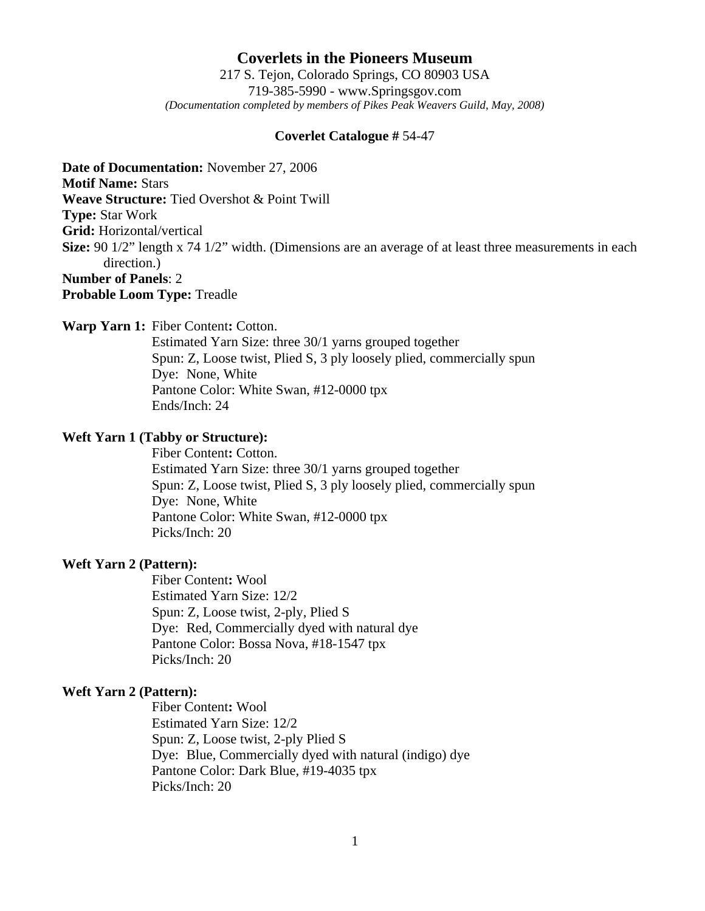# Coverlets in the Pioneers Museum

217 S. Tejon, Colorado Springs, CO 80903 USA
719-385-5990 - www.Springsgov.com
*(Documentation completed by members of Pikes Peak Weavers Guild, May, 2008)*

**Coverlet Catalogue #** 54-47

**Date of Documentation:** November 27, 2006
**Motif Name:** Stars
**Weave Structure:** Tied Overshot & Point Twill
**Type:** Star Work
**Grid:** Horizontal/vertical
**Size:** 90 1/2" length x 74 1/2" width. (Dimensions are an average of at least three measurements in each direction.)
**Number of Panels**: 2
**Probable Loom Type:** Treadle

**Warp Yarn 1:** Fiber Content**:** Cotton.
Estimated Yarn Size: three 30/1 yarns grouped together
Spun: Z, Loose twist, Plied S, 3 ply loosely plied, commercially spun
Dye: None, White
Pantone Color: White Swan, #12-0000 tpx
Ends/Inch: 24

**Weft Yarn 1 (Tabby or Structure):**
Fiber Content**:** Cotton.
Estimated Yarn Size: three 30/1 yarns grouped together
Spun: Z, Loose twist, Plied S, 3 ply loosely plied, commercially spun
Dye: None, White
Pantone Color: White Swan, #12-0000 tpx
Picks/Inch: 20

**Weft Yarn 2 (Pattern):**
Fiber Content**:** Wool
Estimated Yarn Size: 12/2
Spun: Z, Loose twist, 2-ply, Plied S
Dye: Red, Commercially dyed with natural dye
Pantone Color: Bossa Nova, #18-1547 tpx
Picks/Inch: 20

**Weft Yarn 2 (Pattern):**
Fiber Content**:** Wool
Estimated Yarn Size: 12/2
Spun: Z, Loose twist, 2-ply Plied S
Dye: Blue, Commercially dyed with natural (indigo) dye
Pantone Color: Dark Blue, #19-4035 tpx
Picks/Inch: 20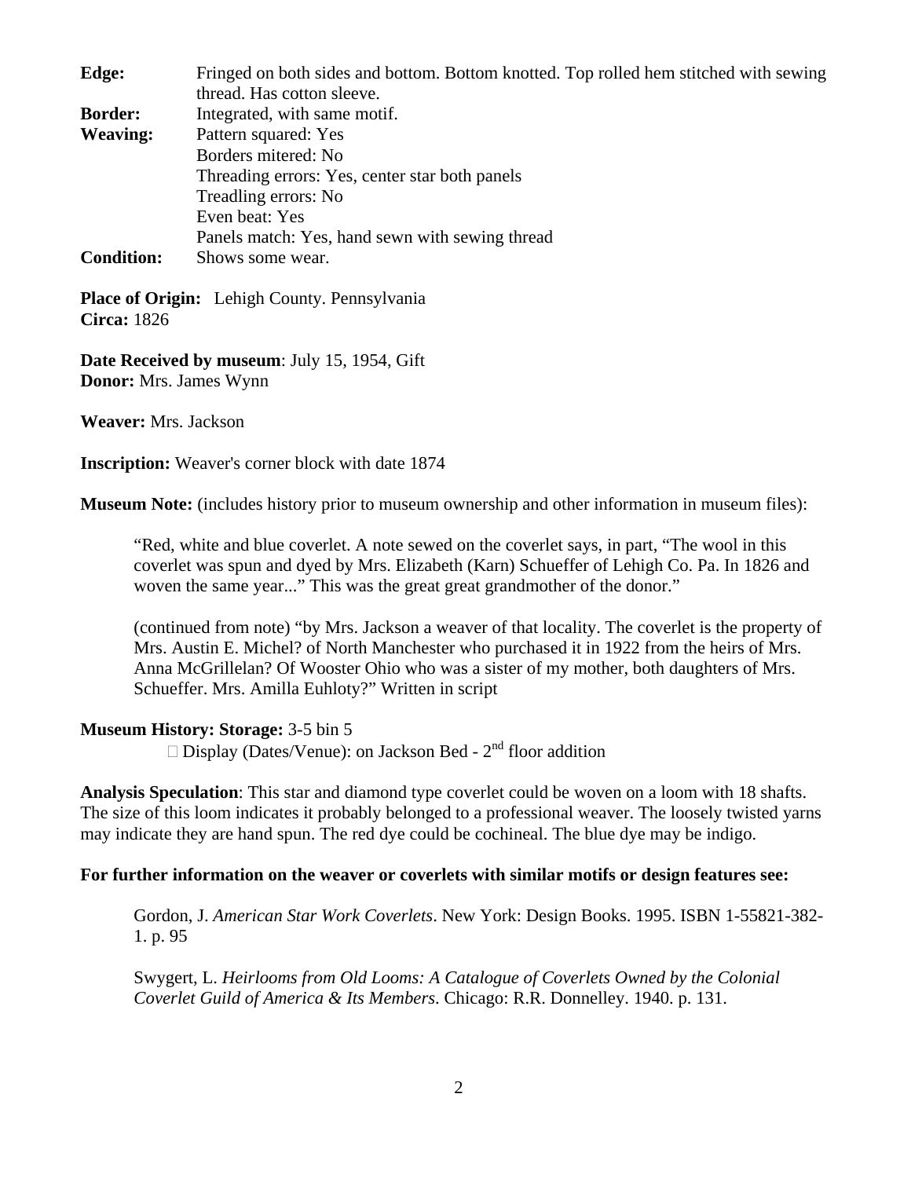**Edge:** Fringed on both sides and bottom. Bottom knotted. Top rolled hem stitched with sewing thread. Has cotton sleeve.

**Border:** Integrated, with same motif.

**Weaving:** Pattern squared: Yes  
Borders mitered: No  
Threading errors: Yes, center star both panels  
Treadling errors: No  
Even beat: Yes  
Panels match: Yes, hand sewn with sewing thread

**Condition:** Shows some wear.

**Place of Origin:** Lehigh County. Pennsylvania  
**Circa:** 1826

**Date Received by museum**: July 15, 1954, Gift  
**Donor:** Mrs. James Wynn

**Weaver:** Mrs. Jackson

**Inscription:** Weaver's corner block with date 1874

**Museum Note:** (includes history prior to museum ownership and other information in museum files):

> "Red, white and blue coverlet. A note sewed on the coverlet says, in part, "The wool in this coverlet was spun and dyed by Mrs. Elizabeth (Karn) Schueffer of Lehigh Co. Pa. In 1826 and woven the same year..." This was the great great grandmother of the donor."
>
> (continued from note) "by Mrs. Jackson a weaver of that locality. The coverlet is the property of Mrs. Austin E. Michel? of North Manchester who purchased it in 1922 from the heirs of Mrs. Anna McGrillelan? Of Wooster Ohio who was a sister of my mother, both daughters of Mrs. Schueffer. Mrs. Amilla Euhloty?" Written in script

**Museum History: Storage:** 3-5 bin 5  
 Display (Dates/Venue): on Jackson Bed - 2nd floor addition

**Analysis Speculation**: This star and diamond type coverlet could be woven on a loom with 18 shafts. The size of this loom indicates it probably belonged to a professional weaver. The loosely twisted yarns may indicate they are hand spun. The red dye could be cochineal. The blue dye may be indigo.

**For further information on the weaver or coverlets with similar motifs or design features see:**

> Gordon, J. *American Star Work Coverlets*. New York: Design Books. 1995. ISBN 1-55821-382-1. p. 95
>
> Swygert, L. *Heirlooms from Old Looms: A Catalogue of Coverlets Owned by the Colonial Coverlet Guild of America & Its Members*. Chicago: R.R. Donnelley. 1940. p. 131.